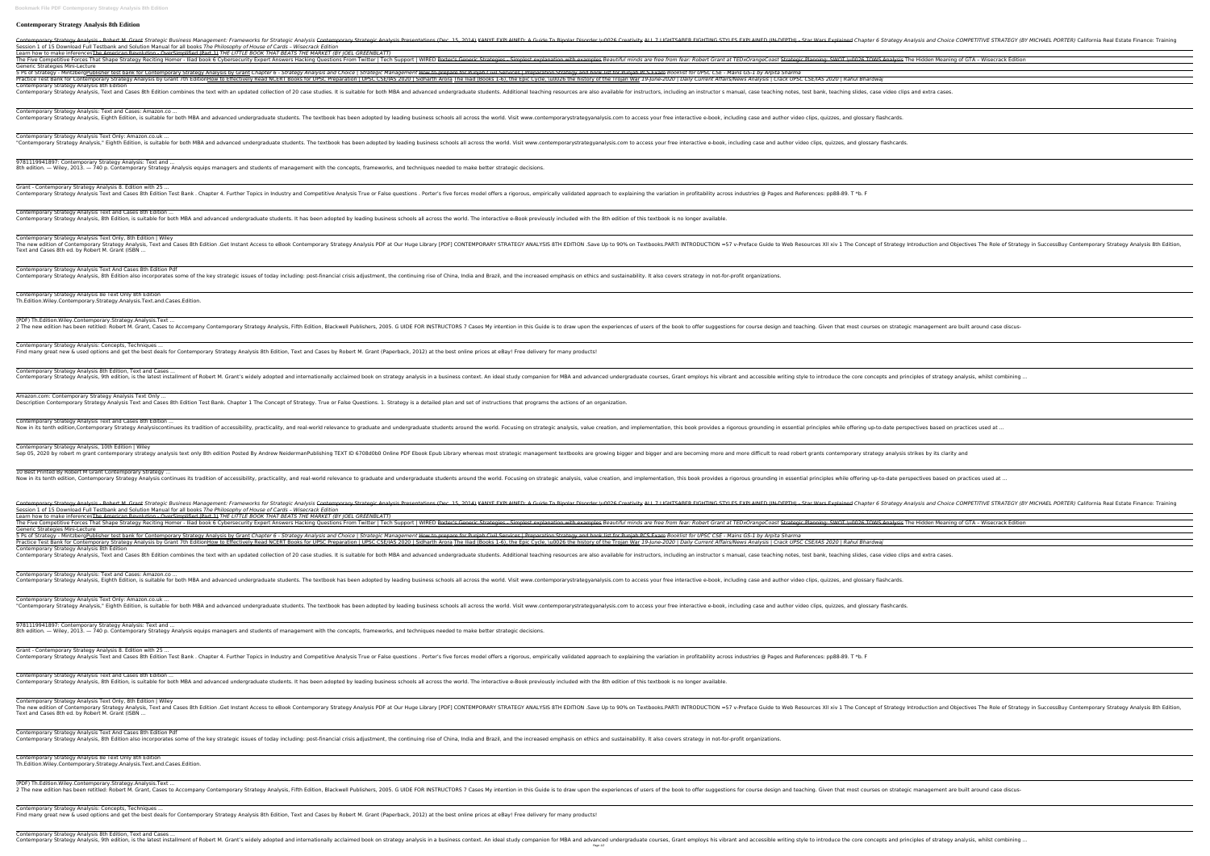# Contemporary Strategy Analysis 8th Edition

Contemporary Strategy Analysis - Robert M. Grant Strategic Business Management: Frameworks for Strategic Analysis Contemporary Strategic Analysis Presentations (Dec. 15, 2014) KANYE EXPLAINED: A Guide To Bipolar Disorder \u0026 Creativity ALL 7 LIGHTSABER FIGHTING STYLES EXPLAINED (IN-DEPTH) - Star Wars Explained Chapter 6 Strategy Analysis and Choice COMPETITIVE STRATEGY (BY MICHAEL PORTER) California Real Estate Finance: Training Session 1 of 15 Download Full Testbank and Solution Manual for all books *The Philosophy of House of Cards – Wisecrack Edition*

Learn how to make inferencesThe American Revolution - OverSimplified (Part 1) *THE LITTLE BOOK THAT BEATS THE MARKET (BY JOEL GREENBLATT)*

The Five Competitive Forces That Shape Strategy Reciting Homer - Iliad book 6 Cybersecurity Expert Answers Hacking Questions From Twitter | Tech Support | WIRED Porter's Generic Strategies - Simplest explanation with examples *Beautiful minds are free from fear: Robert Grant at TEDxOrangeCoast* Strategic Planning: SWOT \u0026 TOWS Analysis The Hidden Meaning of GTA – Wisecrack Edition

Generic Strategies Mini-Lecture

5 Ps of Strategy - MintzbergPublisher test bank for Contemporary Strategy Analysis by Grant *Chapter 6 - Strategy Analysis and Choice | Strategic Management* How to prepare for Punjab Civil Services | Preparation Strategy and book list for Punjab PCS Exam *Booklist for UPSC CSE - Mains GS-1 by Arpita Sharma*

Practice Test Bank for Contemporary Strategy Analysis by Grant 7th EditionHow to Effectively Read NCERT Books for UPSC Preparation | UPSC CSE/IAS 2020 | Sidharth Arora The Iliad (Books 1-6), the Epic Cycle, \u0026 the history of the Trojan War *19-June-2020 | Daily Current Affairs/News Analysis | Crack UPSC CSE/IAS 2020 | Rahul Bhardwaj*

Contemporary Strategy Analysis 8th Edition

Contemporary Strategy Analysis, Text and Cases 8th Edition combines the text with an updated collection of 20 case studies. It is suitable for both MBA and advanced undergraduate students. Additional teaching resources are also available for instructors, including an instructor s manual, case teaching notes, test bank, teaching slides, case video clips and extra cases.

Contemporary Strategy Analysis: Text and Cases: Amazon.co ...

Contemporary Strategy Analysis, Eighth Edition, is suitable for both MBA and advanced undergraduate students. The textbook has been adopted by leading business schools all across the world. Visit www.contemporarystrategyanalysis.com to access your free interactive e-book, including case and author video clips, quizzes, and glossary flashcards.

Contemporary Strategy Analysis Text Only: Amazon.co.uk ...

"Contemporary Strategy Analysis," Eighth Edition, is suitable for both MBA and advanced undergraduate students. The textbook has been adopted by leading business schools all across the world. Visit www.contemporarystrategyanalysis.com to access your free interactive e-book, including case and author video clips, quizzes, and glossary flashcards.

9781119941897: Contemporary Strategy Analysis: Text and ...

8th edition. — Wiley, 2013. — 740 p. Contemporary Strategy Analysis equips managers and students of management with the concepts, frameworks, and techniques needed to make better strategic decisions.

Grant - Contemporary Strategy Analysis 8. Edition with 25 ...

Contemporary Strategy Analysis Text and Cases 8th Edition Test Bank . Chapter 4. Further Topics in Industry and Competitive Analysis True or False questions . Porter's five forces model offers a rigorous, empirically validated approach to explaining the variation in profitability across industries @ Pages and References: pp88-89. T *b. F

Contemporary Strategy Analysis Text and Cases 8th Edition ...

Contemporary Strategy Analysis, 8th Edition, is suitable for both MBA and advanced undergraduate students. It has been adopted by leading business schools all across the world. The interactive e-Book previously included with the 8th edition of this textbook is no longer available.

Contemporary Strategy Analysis Text Only, 8th Edition | Wiley

The new edition of Contemporary Strategy Analysis, Text and Cases 8th Edition .Get Instant Access to eBook Contemporary Strategy Analysis PDF at Our Huge Library [PDF] CONTEMPORARY STRATEGY ANALYSIS 8TH EDITION .Save Up to 90% on Textbooks.PARTI INTRODUCTION =57 v-Preface Guide to Web Resources XII xiv 1 The Concept of Strategy Introduction and Objectives The Role of Strategy in SuccessBuy Contemporary Strategy Analysis 8th Edition, Text and Cases 8th ed. by Robert M. Grant (ISBN ...

Contemporary Strategy Analysis Text And Cases 8th Edition Pdf

Contemporary Strategy Analysis, 8th Edition also incorporates some of the key strategic issues of today including: post-financial crisis adjustment, the continuing rise of China, India and Brazil, and the increased emphasis on ethics and sustainability. It also covers strategy in not-for-profit organizations.

Contemporary Strategy Analysis 8e Text Only 8th Edition

Th.Edition.Wiley.Contemporary.Strategy.Analysis.Text.and.Cases.Edition.

(PDF) Th.Edition.Wiley.Contemporary.Strategy.Analysis.Text ...

2 The new edition has been retitled: Robert M. Grant, Cases to Accompany Contemporary Strategy Analysis, Fifth Edition, Blackwell Publishers, 2005. G UIDE FOR INSTRUCTORS 7 Cases My intention in this Guide is to draw upon the experiences of users of the book to offer suggestions for course design and teaching. Given that most courses on strategic management are built around case discus-

Contemporary Strategy Analysis: Concepts, Techniques ...

Find many great new & used options and get the best deals for Contemporary Strategy Analysis 8th Edition, Text and Cases by Robert M. Grant (Paperback, 2012) at the best online prices at eBay! Free delivery for many products!

Contemporary Strategy Analysis 8th Edition, Text and Cases ...

Contemporary Strategy Analysis, 9th edition, is the latest installment of Robert M. Grant's widely adopted and internationally acclaimed book on strategy analysis in a business context. An ideal study companion for MBA and advanced undergraduate courses, Grant employs his vibrant and accessible writing style to introduce the core concepts and principles of strategy analysis, whilst combining ...

Amazon.com: Contemporary Strategy Analysis Text Only ...

Description Contemporary Strategy Analysis Text and Cases 8th Edition Test Bank. Chapter 1 The Concept of Strategy. True or False Questions. 1. Strategy is a detailed plan and set of instructions that programs the actions of an organization.

Contemporary Strategy Analysis Text and Cases 8th Edition ...

Now in its tenth edition,Contemporary Strategy Analysiscontinues its tradition of accessibility, practicality, and real-world relevance to graduate and undergraduate students around the world. Focusing on strategic analysis, value creation, and implementation, this book provides a rigorous grounding in essential principles while offering up-to-date perspectives based on practices used at ...

Contemporary Strategy Analysis, 10th Edition | Wiley

Sep 05, 2020 by robert m grant contemporary strategy analysis text only 8th edition Posted By Andrew NeidermanPublishing TEXT ID 6708d0b0 Online PDF Ebook Epub Library whereas most strategic management textbooks are growing bigger and bigger and are becoming more and more difficult to read robert grants contemporary strategy analysis strikes by its clarity and

10 Best Printed By Robert M Grant Contemporary Strategy ...

Now in its tenth edition, Contemporary Strategy Analysis continues its tradition of accessibility, practicality, and real-world relevance to graduate and undergraduate students around the world. Focusing on strategic analysis, value creation, and implementation, this book provides a rigorous grounding in essential principles while offering up-to-date perspectives based on practices used at ...

Contemporary Strategy Analysis - Robert M. Grant Strategic Business Management: Frameworks for Strategic Analysis Contemporary Strategic Analysis Presentations (Dec. 15, 2014) KANYE EXPLAINED: A Guide To Bipolar Disorder \u0026 Creativity ALL 7 LIGHTSABER FIGHTING STYLES EXPLAINED (IN-DEPTH) - Star Wars Explained Chapter 6 Strategy Analysis and Choice COMPETITIVE STRATEGY (BY MICHAEL PORTER) California Real Estate Finance: Training Session 1 of 15 Download Full Testbank and Solution Manual for all books *The Philosophy of House of Cards – Wisecrack Edition*

Learn how to make inferencesThe American Revolution - OverSimplified (Part 1) *THE LITTLE BOOK THAT BEATS THE MARKET (BY JOEL GREENBLATT)*

The Five Competitive Forces That Shape Strategy Reciting Homer - Iliad book 6 Cybersecurity Expert Answers Hacking Questions From Twitter | Tech Support | WIRED Porter's Generic Strategies - Simplest explanation with examples *Beautiful minds are free from fear: Robert Grant at TEDxOrangeCoast* Strategic Planning: SWOT \u0026 TOWS Analysis The Hidden Meaning of GTA – Wisecrack Edition

Generic Strategies Mini-Lecture

5 Ps of Strategy - MintzbergPublisher test bank for Contemporary Strategy Analysis by Grant *Chapter 6 - Strategy Analysis and Choice | Strategic Management* How to prepare for Punjab Civil Services | Preparation Strategy and book list for Punjab PCS Exam *Booklist for UPSC CSE - Mains GS-1 by Arpita Sharma*

Practice Test Bank for Contemporary Strategy Analysis by Grant 7th EditionHow to Effectively Read NCERT Books for UPSC Preparation | UPSC CSE/IAS 2020 | Sidharth Arora The Iliad (Books 1-6), the Epic Cycle, \u0026 the history of the Trojan War *19-June-2020 | Daily Current Affairs/News Analysis | Crack UPSC CSE/IAS 2020 | Rahul Bhardwaj*

Contemporary Strategy Analysis 8th Edition

Contemporary Strategy Analysis, Text and Cases 8th Edition combines the text with an updated collection of 20 case studies. It is suitable for both MBA and advanced undergraduate students. Additional teaching resources are also available for instructors, including an instructor s manual, case teaching notes, test bank, teaching slides, case video clips and extra cases.

Contemporary Strategy Analysis: Text and Cases: Amazon.co ...

Contemporary Strategy Analysis, Eighth Edition, is suitable for both MBA and advanced undergraduate students. The textbook has been adopted by leading business schools all across the world. Visit www.contemporarystrategyanalysis.com to access your free interactive e-book, including case and author video clips, quizzes, and glossary flashcards.

Contemporary Strategy Analysis Text Only: Amazon.co.uk ...

"Contemporary Strategy Analysis," Eighth Edition, is suitable for both MBA and advanced undergraduate students. The textbook has been adopted by leading business schools all across the world. Visit www.contemporarystrategyanalysis.com to access your free interactive e-book, including case and author video clips, quizzes, and glossary flashcards.

9781119941897: Contemporary Strategy Analysis: Text and ...

8th edition. — Wiley, 2013. — 740 p. Contemporary Strategy Analysis equips managers and students of management with the concepts, frameworks, and techniques needed to make better strategic decisions.

Grant - Contemporary Strategy Analysis 8. Edition with 25 ...

Contemporary Strategy Analysis Text and Cases 8th Edition Test Bank . Chapter 4. Further Topics in Industry and Competitive Analysis True or False questions . Porter's five forces model offers a rigorous, empirically validated approach to explaining the variation in profitability across industries @ Pages and References: pp88-89. T *b. F

Contemporary Strategy Analysis Text and Cases 8th Edition ...

Contemporary Strategy Analysis, 8th Edition, is suitable for both MBA and advanced undergraduate students. It has been adopted by leading business schools all across the world. The interactive e-Book previously included with the 8th edition of this textbook is no longer available.

Contemporary Strategy Analysis Text Only, 8th Edition | Wiley

The new edition of Contemporary Strategy Analysis, Text and Cases 8th Edition .Get Instant Access to eBook Contemporary Strategy Analysis PDF at Our Huge Library [PDF] CONTEMPORARY STRATEGY ANALYSIS 8TH EDITION .Save Up to 90% on Textbooks.PARTI INTRODUCTION =57 v-Preface Guide to Web Resources XII xiv 1 The Concept of Strategy Introduction and Objectives The Role of Strategy in SuccessBuy Contemporary Strategy Analysis 8th Edition, Text and Cases 8th ed. by Robert M. Grant (ISBN ...

Contemporary Strategy Analysis Text And Cases 8th Edition Pdf

Contemporary Strategy Analysis, 8th Edition also incorporates some of the key strategic issues of today including: post-financial crisis adjustment, the continuing rise of China, India and Brazil, and the increased emphasis on ethics and sustainability. It also covers strategy in not-for-profit organizations.

Contemporary Strategy Analysis 8e Text Only 8th Edition

Th.Edition.Wiley.Contemporary.Strategy.Analysis.Text.and.Cases.Edition.

(PDF) Th.Edition.Wiley.Contemporary.Strategy.Analysis.Text ...

2 The new edition has been retitled: Robert M. Grant, Cases to Accompany Contemporary Strategy Analysis, Fifth Edition, Blackwell Publishers, 2005. G UIDE FOR INSTRUCTORS 7 Cases My intention in this Guide is to draw upon the experiences of users of the book to offer suggestions for course design and teaching. Given that most courses on strategic management are built around case discus-

Contemporary Strategy Analysis: Concepts, Techniques ...

Find many great new & used options and get the best deals for Contemporary Strategy Analysis 8th Edition, Text and Cases by Robert M. Grant (Paperback, 2012) at the best online prices at eBay! Free delivery for many products!

Contemporary Strategy Analysis 8th Edition, Text and Cases ...

Contemporary Strategy Analysis, 9th edition, is the latest installment of Robert M. Grant's widely adopted and internationally acclaimed book on strategy analysis in a business context. An ideal study companion for MBA and advanced undergraduate courses, Grant employs his vibrant and accessible writing style to introduce the core concepts and principles of strategy analysis, whilst combining ...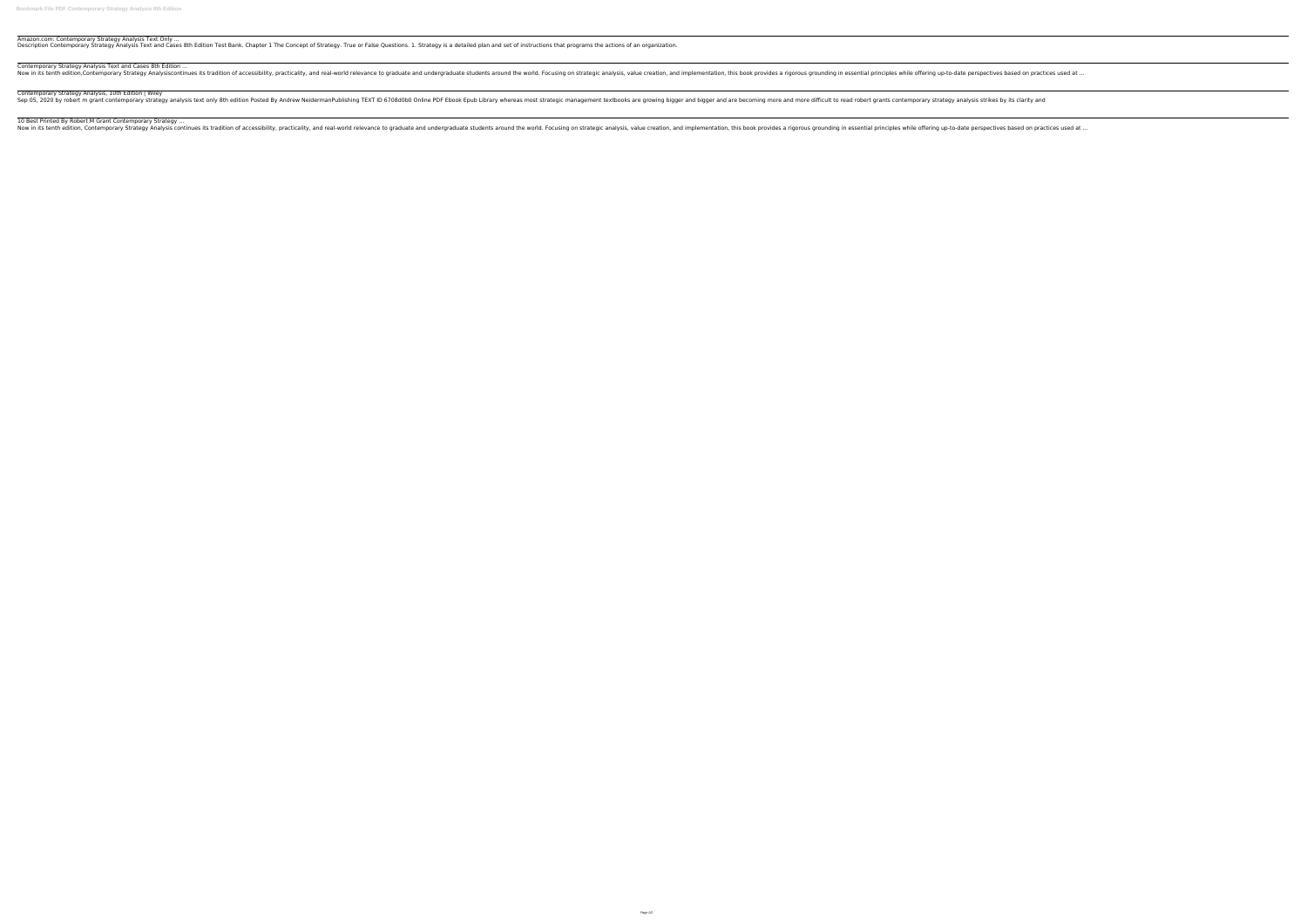Amazon.com: Contemporary Strategy Analysis Text Only ...

Description Contemporary Strategy Analysis Text and Cases 8th Edition Test Bank. Chapter 1 The Concept of Strategy. True or False Questions. 1. Strategy is a detailed plan and set of instructions that programs the actions of an organization.

Contemporary Strategy Analysis Text and Cases 8th Edition ...

Now in its tenth edition,Contemporary Strategy Analysiscontinues its tradition of accessibility, practicality, and real-world relevance to graduate and undergraduate students around the world. Focusing on strategic analysis, value creation, and implementation, this book provides a rigorous grounding in essential principles while offering up-to-date perspectives based on practices used at ...

Contemporary Strategy Analysis, 10th Edition | Wiley

Sep 05, 2020 by robert m grant contemporary strategy analysis text only 8th edition Posted By Andrew NeidermanPublishing TEXT ID 6708d0b0 Online PDF Ebook Epub Library whereas most strategic management textbooks are growing bigger and bigger and are becoming more and more difficult to read robert grants contemporary strategy analysis strikes by its clarity and

10 Best Printed By Robert M Grant Contemporary Strategy ...

Now in its tenth edition, Contemporary Strategy Analysis continues its tradition of accessibility, practicality, and real-world relevance to graduate and undergraduate students around the world. Focusing on strategic analysis, value creation, and implementation, this book provides a rigorous grounding in essential principles while offering up-to-date perspectives based on practices used at ...